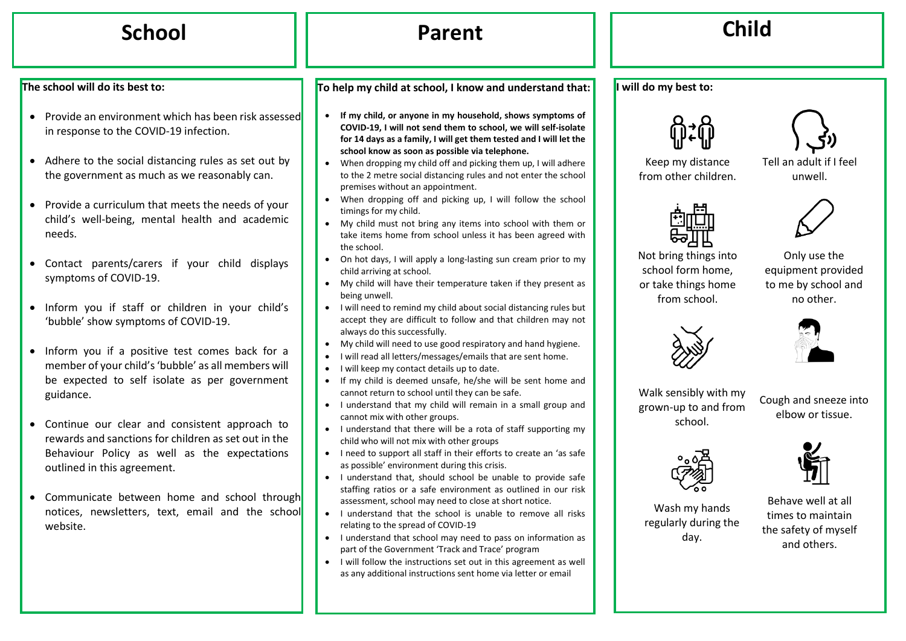## School

**The school will do its best to:**

- Provide an environment which has been risk assessed in response to the COVID-19 infection.
- Adhere to the social distancing rules as set out by the government as much as we reasonably can.
- Provide a curriculum that meets the needs of your child's well-being, mental health and academic needs.
- Contact parents/carers if your child displays symptoms of COVID-19.
- Inform you if staff or children in your child's 'bubble' show symptoms of COVID-19.
- Inform you if a positive test comes back for a member of your child's 'bubble' as all members will be expected to self isolate as per government guidance.
- Continue our clear and consistent approach to rewards and sanctions for children as set out in the Behaviour Policy as well as the expectations outlined in this agreement.
- Communicate between home and school through notices, newsletters, text, email and the school website.

## Parent

**To help my child at school, I know and understand that:**

- **If my child, or anyone in my household, shows symptoms of COVID-19, I will not send them to school, we will self-isolate for 14 days as a family, I will get them tested and I will let the school know as soon as possible via telephone.**
- When dropping my child off and picking them up, I will adhere to the 2 metre social distancing rules and not enter the school premises without an appointment.
- When dropping off and picking up, I will follow the school timings for my child.
- My child must not bring any items into school with them or take items home from school unless it has been agreed with the school.
- On hot days, I will apply a long-lasting sun cream prior to my child arriving at school.
- My child will have their temperature taken if they present as being unwell.
- I will need to remind my child about social distancing rules but accept they are difficult to follow and that children may not always do this successfully.
- My child will need to use good respiratory and hand hygiene.
- I will read all letters/messages/emails that are sent home.
- I will keep my contact details up to date.
- If my child is deemed unsafe, he/she will be sent home and cannot return to school until they can be safe.
- I understand that my child will remain in a small group and cannot mix with other groups.
- I understand that there will be a rota of staff supporting my child who will not mix with other groups
- I need to support all staff in their efforts to create an 'as safe as possible' environment during this crisis.
- I understand that, should school be unable to provide safe staffing ratios or a safe environment as outlined in our risk assessment, school may need to close at short notice.
- I understand that the school is unable to remove all risks relating to the spread of COVID-19
- I understand that school may need to pass on information as part of the Government 'Track and Trace' program
- I will follow the instructions set out in this agreement as well as any additional instructions sent home via letter or email

## Child

**I will do my best to:**

- Keep my distance from other children.
- Tell an adult if I feel unwell.
- Not bring things into school form home, or take things home from school.
- Only use the equipment provided to me by school and no other.
- Walk sensibly with my grown-up to and from school.
- Cough and sneeze into elbow or tissue.
- Wash my hands regularly during the day.
- Behave well at all times to maintain the safety of myself and others.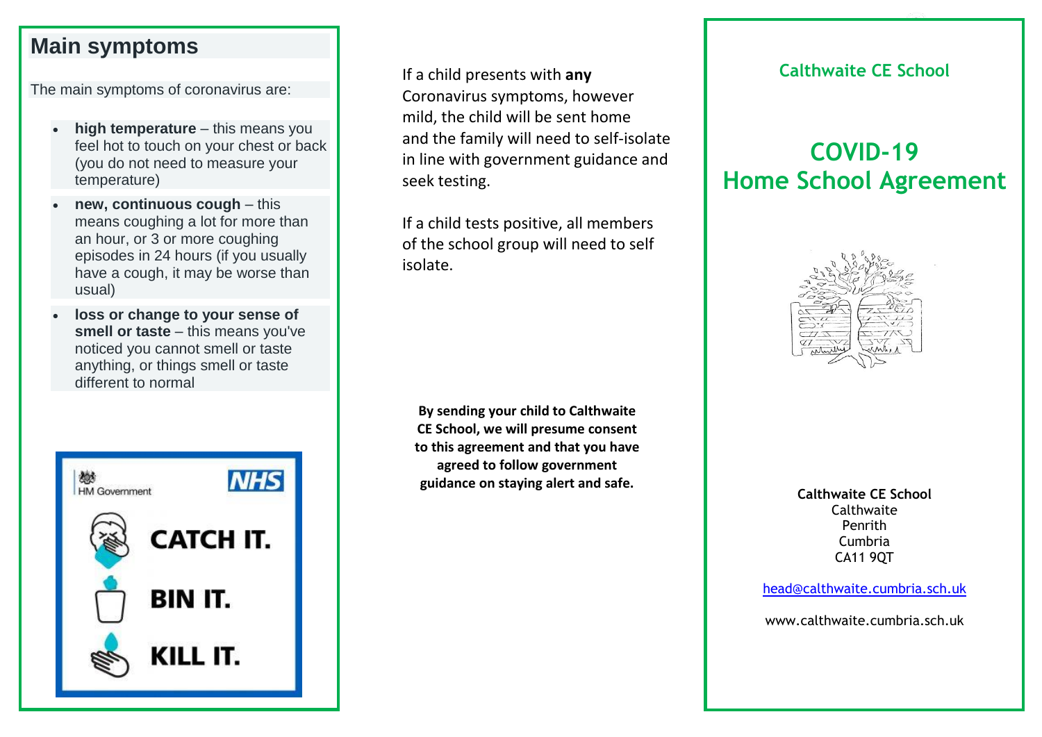## Main symptoms

The main symptoms of coronavirus are:

- **high temperature** – this means you feel hot to touch on your chest or back (you do not need to measure your temperature)
- **new, continuous cough** – this means coughing a lot for more than an hour, or 3 or more coughing episodes in 24 hours (if you usually have a cough, it may be worse than usual)
- **loss or change to your sense of smell or taste** – this means you've noticed you cannot smell or taste anything, or things smell or taste different to normal

HM Government NHS

CATCH IT.

BIN IT.

KILL IT.

If a child presents with **any** Coronavirus symptoms, however mild, the child will be sent home and the family will need to self-isolate in line with government guidance and seek testing.

If a child tests positive, all members of the school group will need to self isolate.

**By sending your child to Calthwaite CE School, we will presume consent to this agreement and that you have agreed to follow government guidance on staying alert and safe.**

Calthwaite CE School

# COVID-19 Home School Agreement

**Calthwaite CE School**
Calthwaite
Penrith
Cumbria
CA11 9QT

head@calthwaite.cumbria.sch.uk

www.calthwaite.cumbria.sch.uk